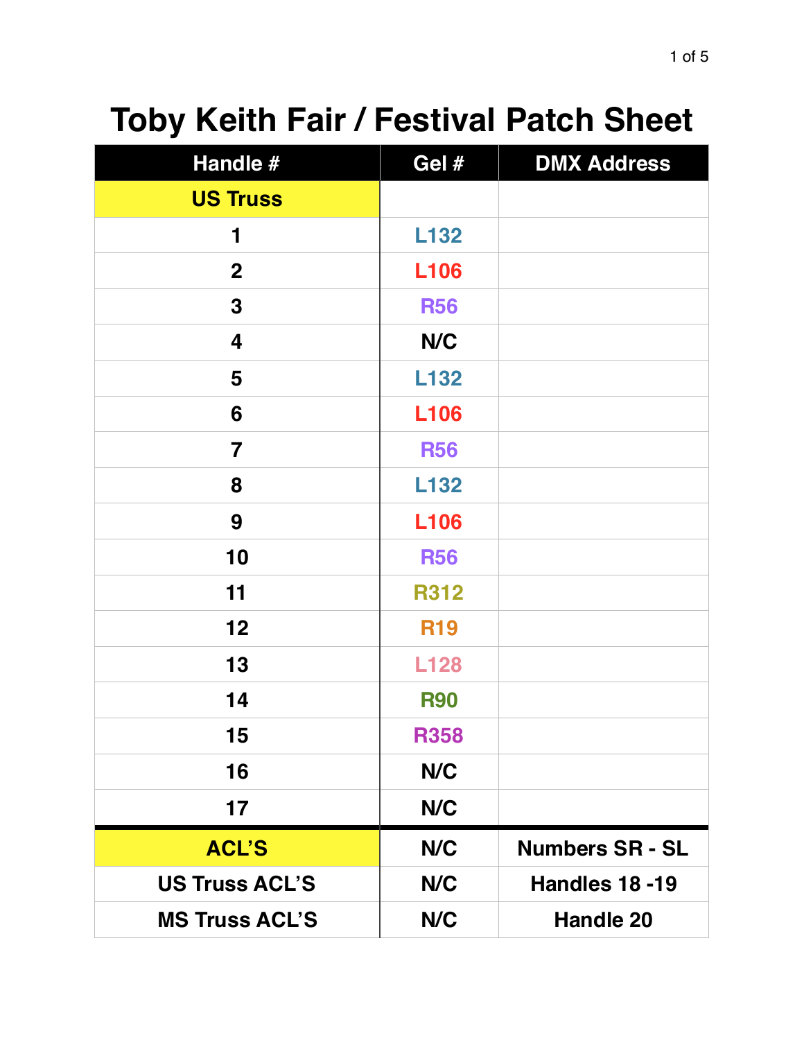# Toby Keith Fair / Festival Patch Sheet

| Handle # | Gel # | DMX Address |
| --- | --- | --- |
| **US Truss** | | |
| 1 | L132 | |
| 2 | L106 | |
| 3 | R56 | |
| 4 | N/C | |
| 5 | L132 | |
| 6 | L106 | |
| 7 | R56 | |
| 8 | L132 | |
| 9 | L106 | |
| 10 | R56 | |
| 11 | R312 | |
| 12 | R19 | |
| 13 | L128 | |
| 14 | R90 | |
| 15 | R358 | |
| 16 | N/C | |
| 17 | N/C | |
| **ACL'S** | N/C | Numbers SR - SL |
| US Truss ACL'S | N/C | Handles 18 -19 |
| MS Truss ACL'S | N/C | Handle 20 |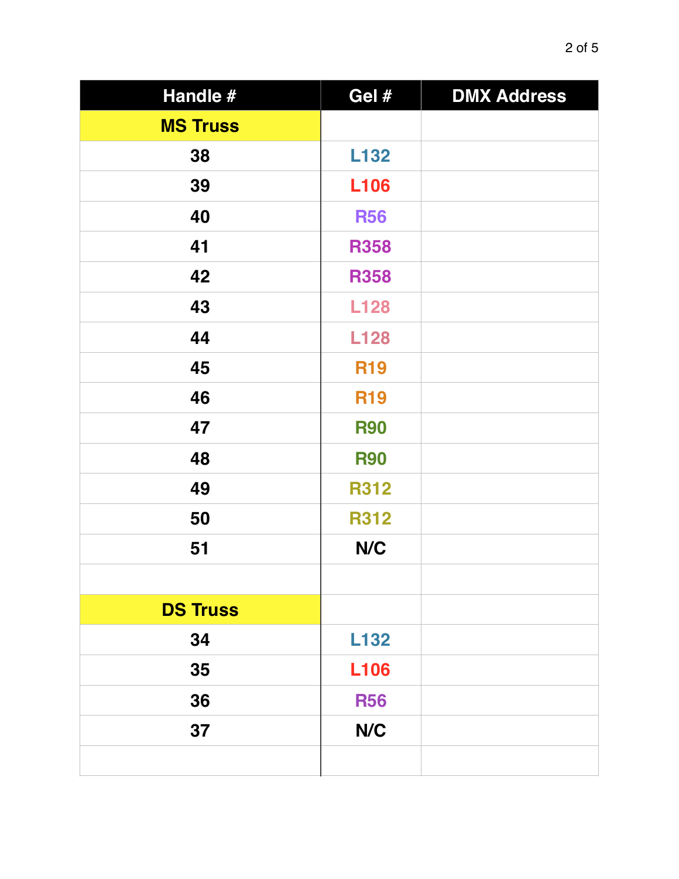| Handle # | Gel # | DMX Address |
| --- | --- | --- |
| **MS Truss** | | |
| 38 | L132 | |
| 39 | L106 | |
| 40 | R56 | |
| 41 | R358 | |
| 42 | R358 | |
| 43 | L128 | |
| 44 | L128 | |
| 45 | R19 | |
| 46 | R19 | |
| 47 | R90 | |
| 48 | R90 | |
| 49 | R312 | |
| 50 | R312 | |
| 51 | N/C | |
| | | |
| **DS Truss** | | |
| 34 | L132 | |
| 35 | L106 | |
| 36 | R56 | |
| 37 | N/C | |
| | | |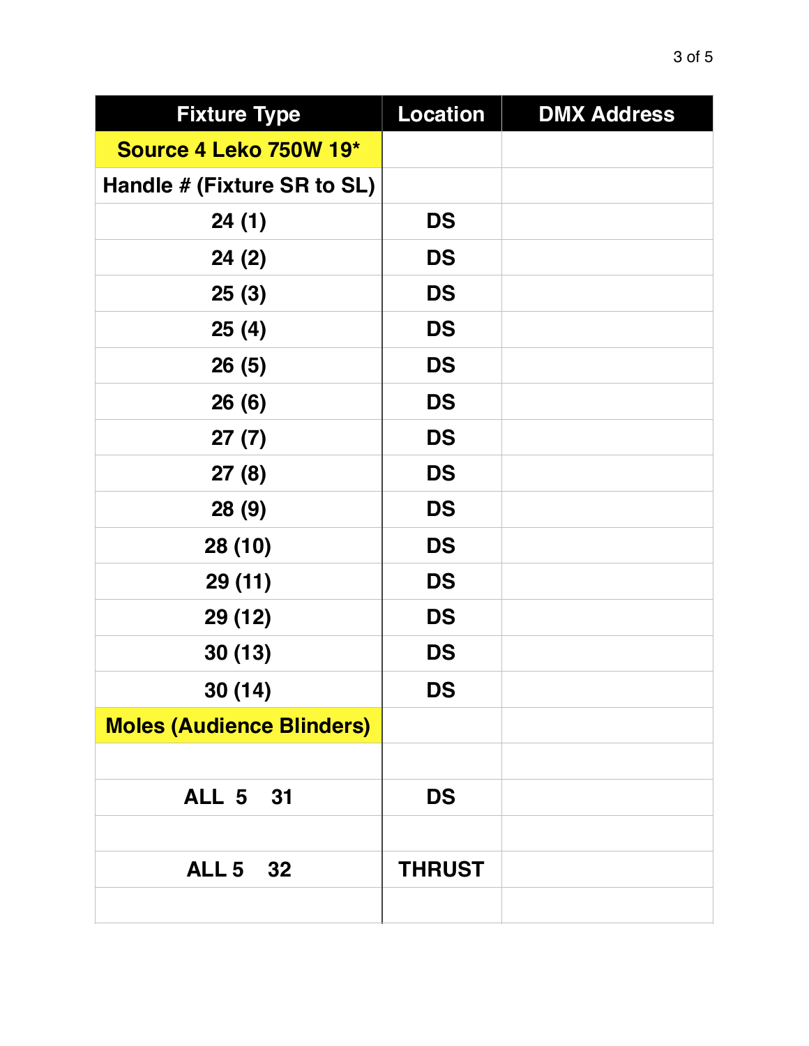| Fixture Type | Location | DMX Address |
| --- | --- | --- |
| **Source 4 Leko 750W 19*** | | |
| **Handle # (Fixture SR to SL)** | | |
| **24 (1)** | **DS** | |
| **24 (2)** | **DS** | |
| **25 (3)** | **DS** | |
| **25 (4)** | **DS** | |
| **26 (5)** | **DS** | |
| **26 (6)** | **DS** | |
| **27 (7)** | **DS** | |
| **27 (8)** | **DS** | |
| **28 (9)** | **DS** | |
| **28 (10)** | **DS** | |
| **29 (11)** | **DS** | |
| **29 (12)** | **DS** | |
| **30 (13)** | **DS** | |
| **30 (14)** | **DS** | |
| **Moles (Audience Blinders)** | | |
| | | |
| **ALL 5 31** | **DS** | |
| | | |
| **ALL 5 32** | **THRUST** | |
| | | |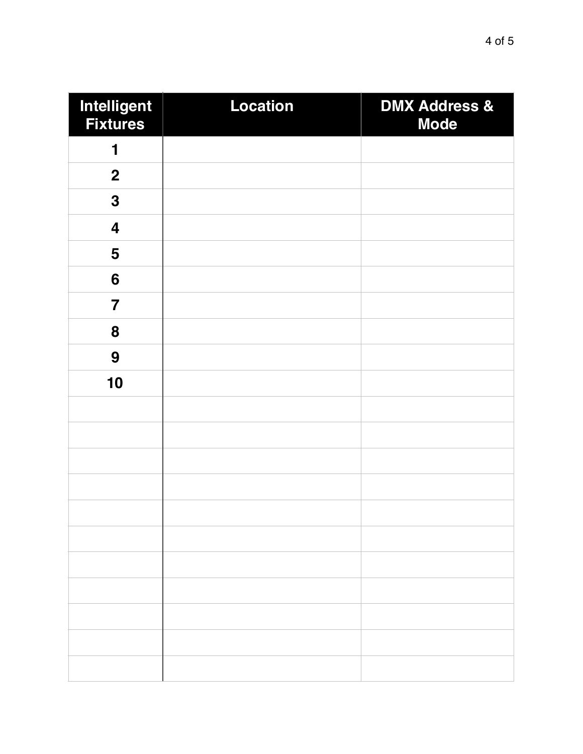| Intelligent Fixtures | Location | DMX Address & Mode |
|---|---|---|
| **1** | | |
| **2** | | |
| **3** | | |
| **4** | | |
| **5** | | |
| **6** | | |
| **7** | | |
| **8** | | |
| **9** | | |
| **10** | | |
| | | |
| | | |
| | | |
| | | |
| | | |
| | | |
| | | |
| | | |
| | | |
| | | |
| | | |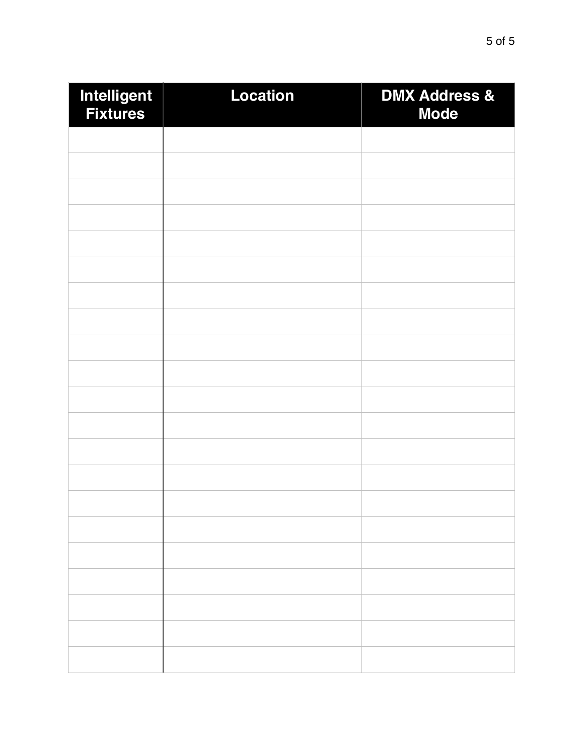| Intelligent Fixtures | Location | DMX Address & Mode |
|---|---|---|
| | | |
| | | |
| | | |
| | | |
| | | |
| | | |
| | | |
| | | |
| | | |
| | | |
| | | |
| | | |
| | | |
| | | |
| | | |
| | | |
| | | |
| | | |
| | | |
| | | |
| | | |